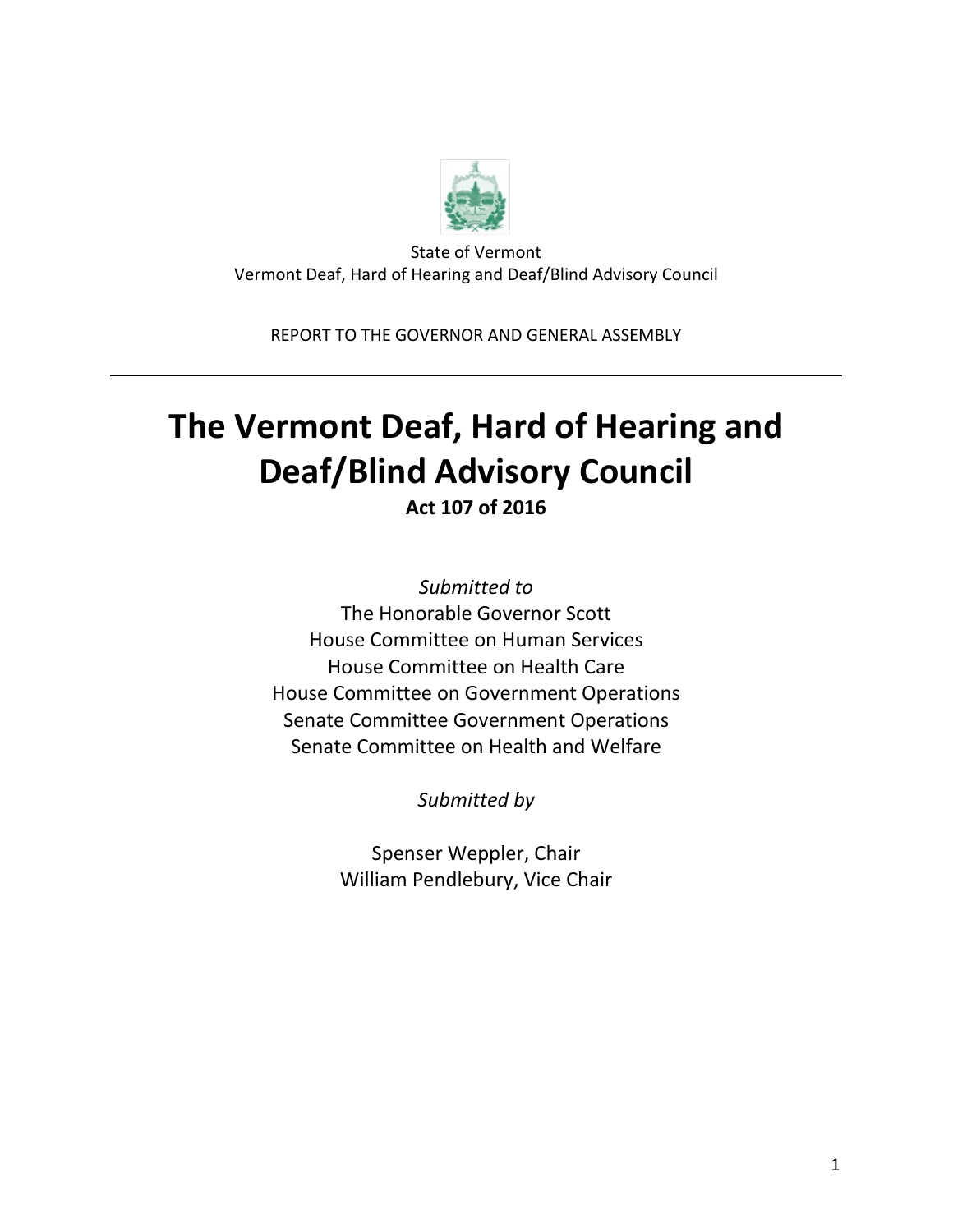State of Vermont
Vermont Deaf, Hard of Hearing and Deaf/Blind Advisory Council

REPORT TO THE GOVERNOR AND GENERAL ASSEMBLY

---

# The Vermont Deaf, Hard of Hearing and Deaf/Blind Advisory Council

**Act 107 of 2016**

*Submitted to*

The Honorable Governor Scott
House Committee on Human Services
House Committee on Health Care
House Committee on Government Operations
Senate Committee Government Operations
Senate Committee on Health and Welfare

*Submitted by*

Spenser Weppler, Chair
William Pendlebury, Vice Chair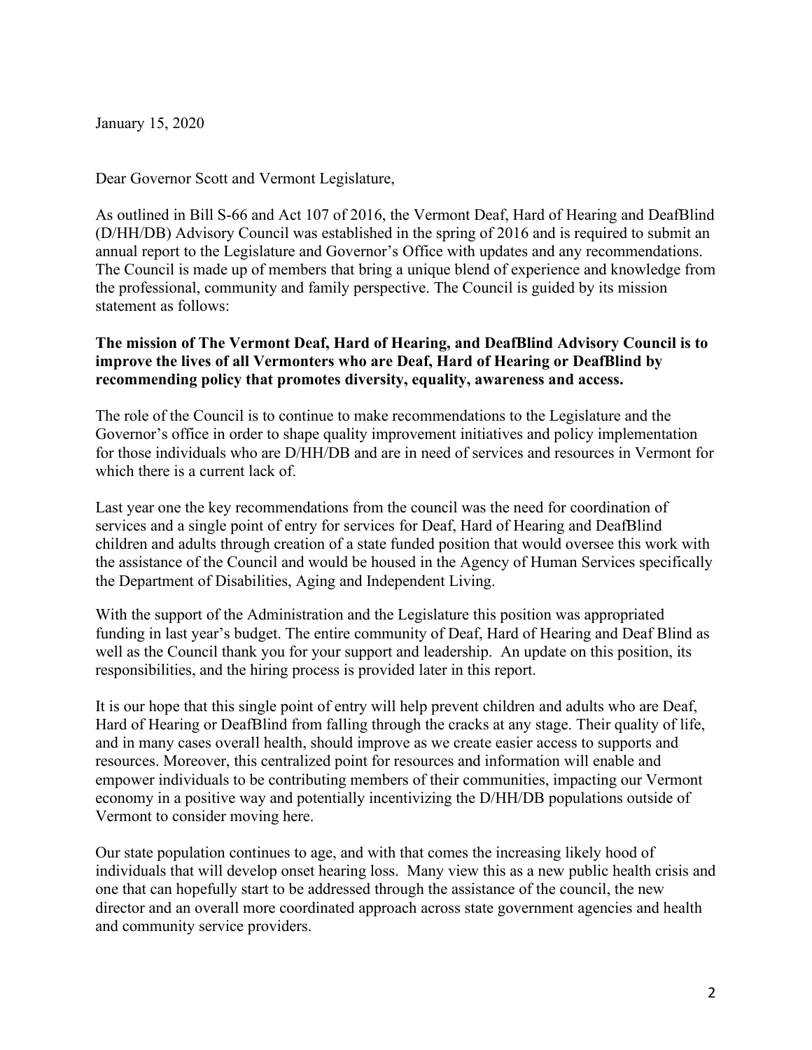January 15, 2020

Dear Governor Scott and Vermont Legislature,

As outlined in Bill S-66 and Act 107 of 2016, the Vermont Deaf, Hard of Hearing and DeafBlind (D/HH/DB) Advisory Council was established in the spring of 2016 and is required to submit an annual report to the Legislature and Governor's Office with updates and any recommendations. The Council is made up of members that bring a unique blend of experience and knowledge from the professional, community and family perspective. The Council is guided by its mission statement as follows:

**The mission of The Vermont Deaf, Hard of Hearing, and DeafBlind Advisory Council is to improve the lives of all Vermonters who are Deaf, Hard of Hearing or DeafBlind by recommending policy that promotes diversity, equality, awareness and access.**

The role of the Council is to continue to make recommendations to the Legislature and the Governor's office in order to shape quality improvement initiatives and policy implementation for those individuals who are D/HH/DB and are in need of services and resources in Vermont for which there is a current lack of.

Last year one the key recommendations from the council was the need for coordination of services and a single point of entry for services for Deaf, Hard of Hearing and DeafBlind children and adults through creation of a state funded position that would oversee this work with the assistance of the Council and would be housed in the Agency of Human Services specifically the Department of Disabilities, Aging and Independent Living.

With the support of the Administration and the Legislature this position was appropriated funding in last year's budget. The entire community of Deaf, Hard of Hearing and Deaf Blind as well as the Council thank you for your support and leadership. An update on this position, its responsibilities, and the hiring process is provided later in this report.

It is our hope that this single point of entry will help prevent children and adults who are Deaf, Hard of Hearing or DeafBlind from falling through the cracks at any stage. Their quality of life, and in many cases overall health, should improve as we create easier access to supports and resources. Moreover, this centralized point for resources and information will enable and empower individuals to be contributing members of their communities, impacting our Vermont economy in a positive way and potentially incentivizing the D/HH/DB populations outside of Vermont to consider moving here.

Our state population continues to age, and with that comes the increasing likely hood of individuals that will develop onset hearing loss. Many view this as a new public health crisis and one that can hopefully start to be addressed through the assistance of the council, the new director and an overall more coordinated approach across state government agencies and health and community service providers.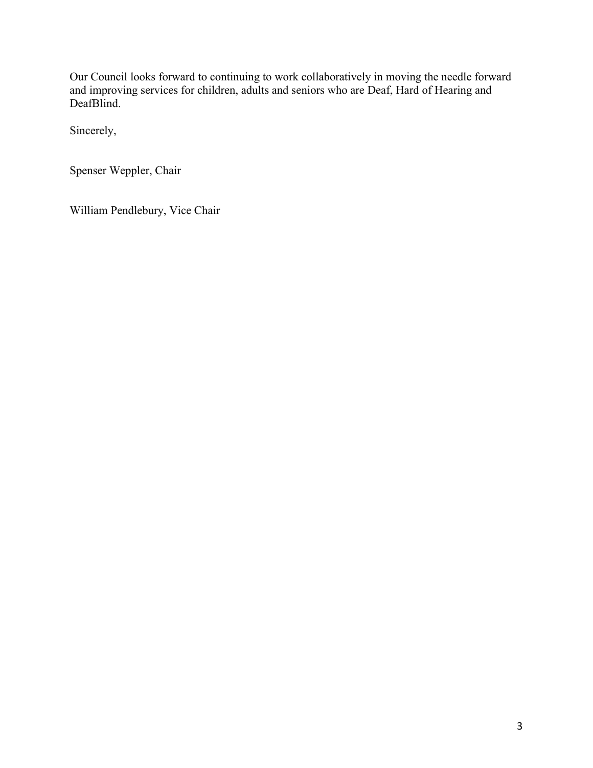Our Council looks forward to continuing to work collaboratively in moving the needle forward and improving services for children, adults and seniors who are Deaf, Hard of Hearing and DeafBlind.

Sincerely,

Spenser Weppler, Chair

William Pendlebury, Vice Chair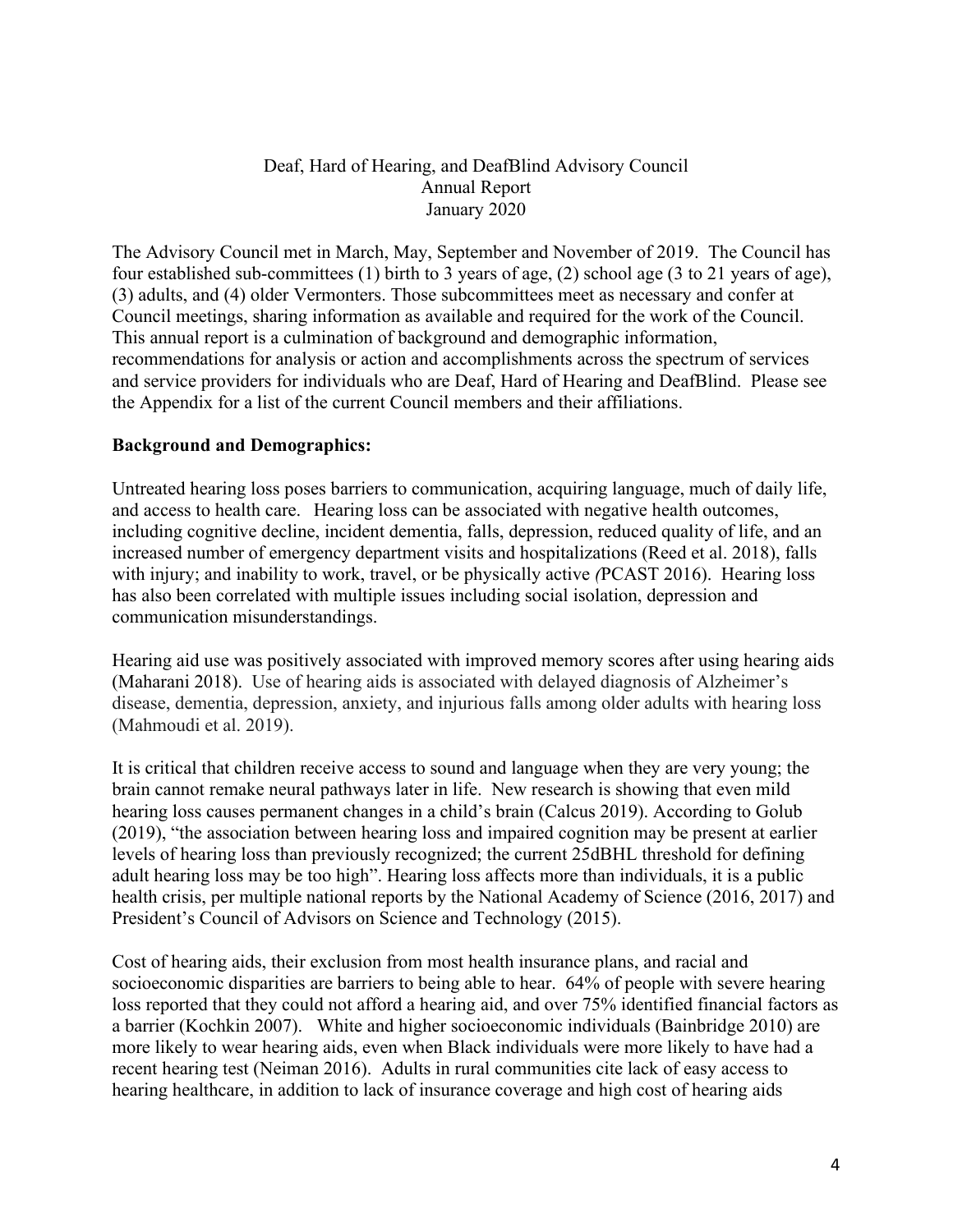Deaf, Hard of Hearing, and DeafBlind Advisory Council
Annual Report
January 2020

The Advisory Council met in March, May, September and November of 2019. The Council has four established sub-committees (1) birth to 3 years of age, (2) school age (3 to 21 years of age), (3) adults, and (4) older Vermonters. Those subcommittees meet as necessary and confer at Council meetings, sharing information as available and required for the work of the Council. This annual report is a culmination of background and demographic information, recommendations for analysis or action and accomplishments across the spectrum of services and service providers for individuals who are Deaf, Hard of Hearing and DeafBlind. Please see the Appendix for a list of the current Council members and their affiliations.

**Background and Demographics:**

Untreated hearing loss poses barriers to communication, acquiring language, much of daily life, and access to health care. Hearing loss can be associated with negative health outcomes, including cognitive decline, incident dementia, falls, depression, reduced quality of life, and an increased number of emergency department visits and hospitalizations (Reed et al. 2018), falls with injury; and inability to work, travel, or be physically active *(*PCAST 2016). Hearing loss has also been correlated with multiple issues including social isolation, depression and communication misunderstandings.

Hearing aid use was positively associated with improved memory scores after using hearing aids (Maharani 2018). Use of hearing aids is associated with delayed diagnosis of Alzheimer's disease, dementia, depression, anxiety, and injurious falls among older adults with hearing loss (Mahmoudi et al. 2019).

It is critical that children receive access to sound and language when they are very young; the brain cannot remake neural pathways later in life. New research is showing that even mild hearing loss causes permanent changes in a child's brain (Calcus 2019). According to Golub (2019), "the association between hearing loss and impaired cognition may be present at earlier levels of hearing loss than previously recognized; the current 25dBHL threshold for defining adult hearing loss may be too high". Hearing loss affects more than individuals, it is a public health crisis, per multiple national reports by the National Academy of Science (2016, 2017) and President's Council of Advisors on Science and Technology (2015).

Cost of hearing aids, their exclusion from most health insurance plans, and racial and socioeconomic disparities are barriers to being able to hear. 64% of people with severe hearing loss reported that they could not afford a hearing aid, and over 75% identified financial factors as a barrier (Kochkin 2007). White and higher socioeconomic individuals (Bainbridge 2010) are more likely to wear hearing aids, even when Black individuals were more likely to have had a recent hearing test (Neiman 2016). Adults in rural communities cite lack of easy access to hearing healthcare, in addition to lack of insurance coverage and high cost of hearing aids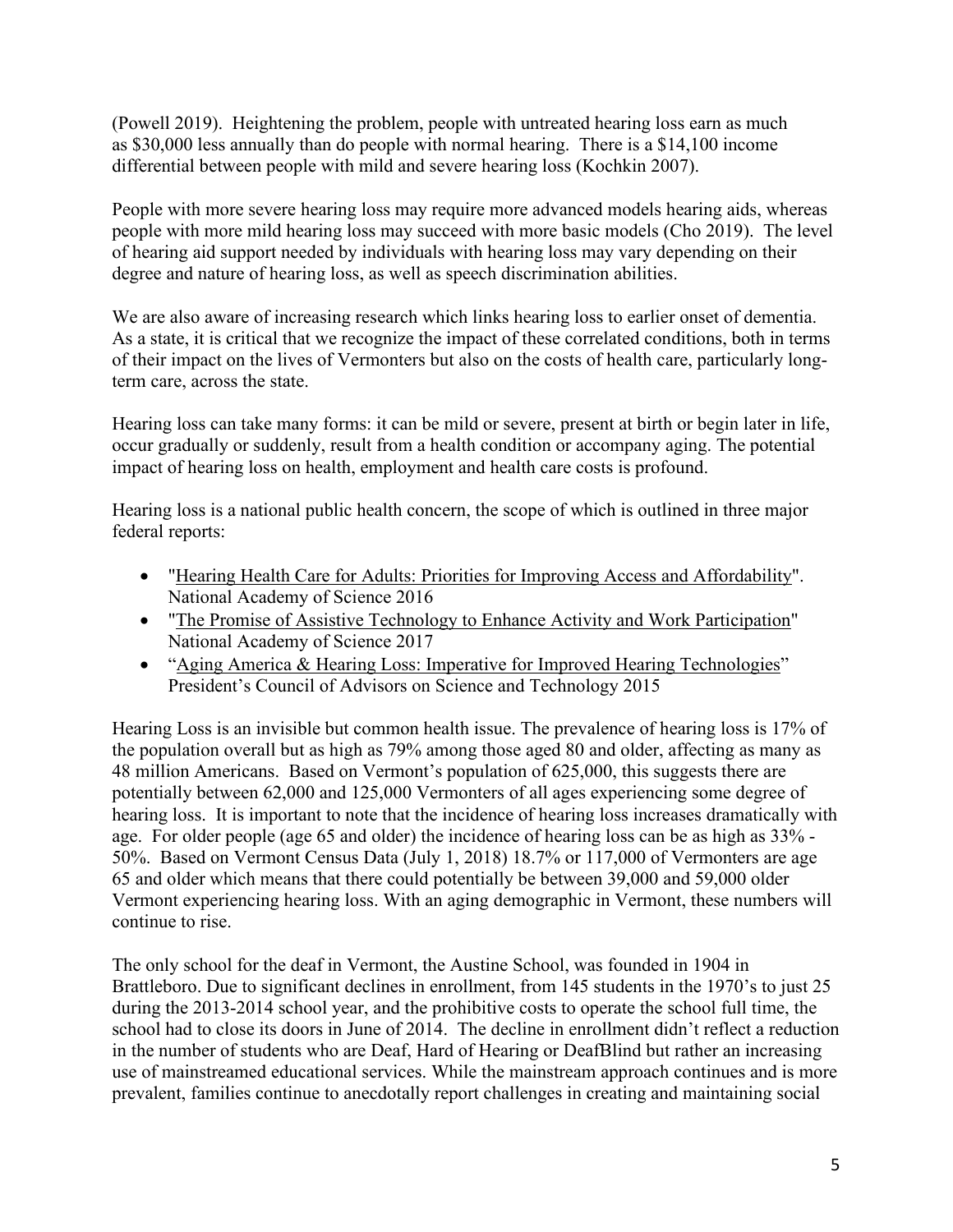(Powell 2019). Heightening the problem, people with untreated hearing loss earn as much as $30,000 less annually than do people with normal hearing. There is a $14,100 income differential between people with mild and severe hearing loss (Kochkin 2007).

People with more severe hearing loss may require more advanced models hearing aids, whereas people with more mild hearing loss may succeed with more basic models (Cho 2019). The level of hearing aid support needed by individuals with hearing loss may vary depending on their degree and nature of hearing loss, as well as speech discrimination abilities.

We are also aware of increasing research which links hearing loss to earlier onset of dementia. As a state, it is critical that we recognize the impact of these correlated conditions, both in terms of their impact on the lives of Vermonters but also on the costs of health care, particularly long-term care, across the state.

Hearing loss can take many forms: it can be mild or severe, present at birth or begin later in life, occur gradually or suddenly, result from a health condition or accompany aging. The potential impact of hearing loss on health, employment and health care costs is profound.

Hearing loss is a national public health concern, the scope of which is outlined in three major federal reports:

- "Hearing Health Care for Adults: Priorities for Improving Access and Affordability". National Academy of Science 2016
- "The Promise of Assistive Technology to Enhance Activity and Work Participation" National Academy of Science 2017
- "Aging America & Hearing Loss: Imperative for Improved Hearing Technologies" President's Council of Advisors on Science and Technology 2015

Hearing Loss is an invisible but common health issue. The prevalence of hearing loss is 17% of the population overall but as high as 79% among those aged 80 and older, affecting as many as 48 million Americans. Based on Vermont's population of 625,000, this suggests there are potentially between 62,000 and 125,000 Vermonters of all ages experiencing some degree of hearing loss. It is important to note that the incidence of hearing loss increases dramatically with age. For older people (age 65 and older) the incidence of hearing loss can be as high as 33% - 50%. Based on Vermont Census Data (July 1, 2018) 18.7% or 117,000 of Vermonters are age 65 and older which means that there could potentially be between 39,000 and 59,000 older Vermont experiencing hearing loss. With an aging demographic in Vermont, these numbers will continue to rise.

The only school for the deaf in Vermont, the Austine School, was founded in 1904 in Brattleboro. Due to significant declines in enrollment, from 145 students in the 1970's to just 25 during the 2013-2014 school year, and the prohibitive costs to operate the school full time, the school had to close its doors in June of 2014. The decline in enrollment didn't reflect a reduction in the number of students who are Deaf, Hard of Hearing or DeafBlind but rather an increasing use of mainstreamed educational services. While the mainstream approach continues and is more prevalent, families continue to anecdotally report challenges in creating and maintaining social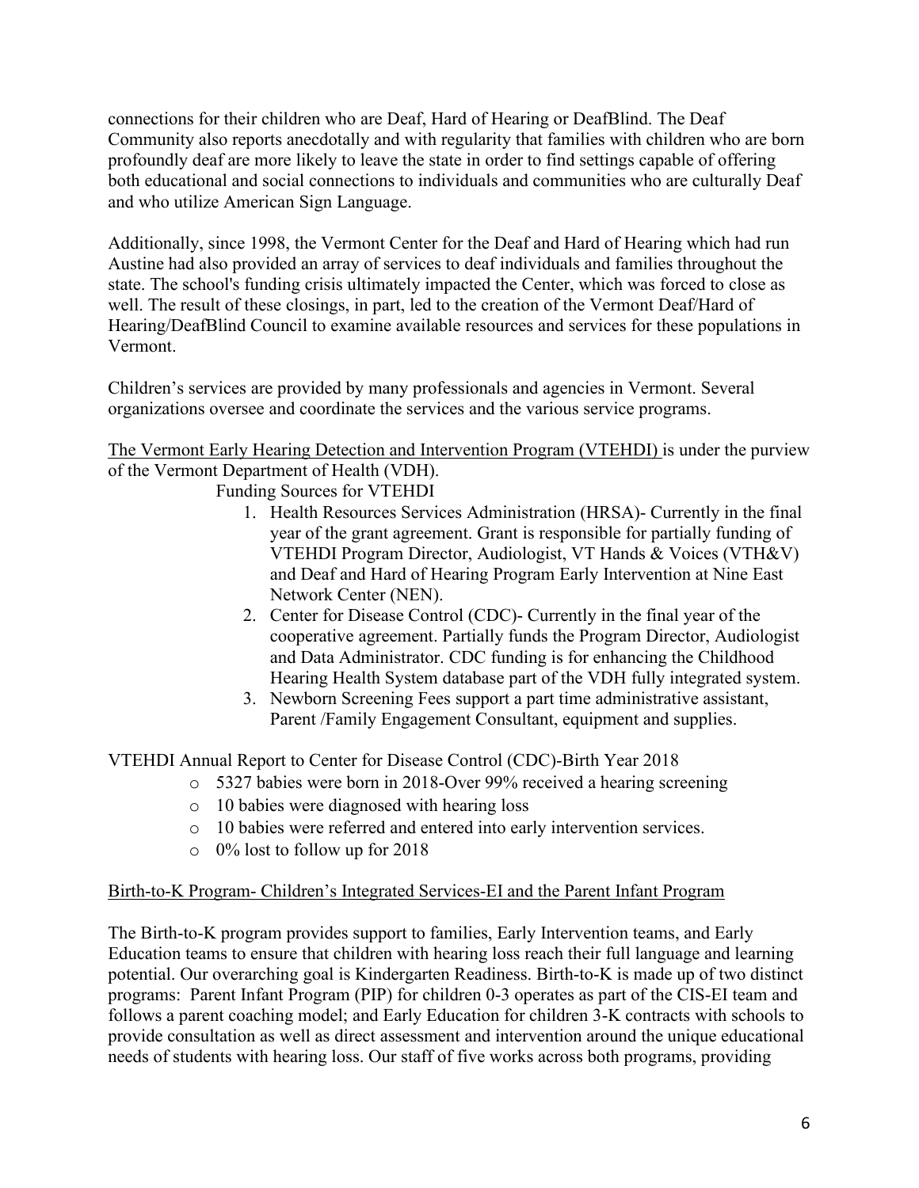connections for their children who are Deaf, Hard of Hearing or DeafBlind. The Deaf Community also reports anecdotally and with regularity that families with children who are born profoundly deaf are more likely to leave the state in order to find settings capable of offering both educational and social connections to individuals and communities who are culturally Deaf and who utilize American Sign Language.

Additionally, since 1998, the Vermont Center for the Deaf and Hard of Hearing which had run Austine had also provided an array of services to deaf individuals and families throughout the state. The school's funding crisis ultimately impacted the Center, which was forced to close as well. The result of these closings, in part, led to the creation of the Vermont Deaf/Hard of Hearing/DeafBlind Council to examine available resources and services for these populations in Vermont.

Children's services are provided by many professionals and agencies in Vermont. Several organizations oversee and coordinate the services and the various service programs.

<u>The Vermont Early Hearing Detection and Intervention Program (VTEHDI)</u> is under the purview of the Vermont Department of Health (VDH).

Funding Sources for VTEHDI

1. Health Resources Services Administration (HRSA)- Currently in the final year of the grant agreement. Grant is responsible for partially funding of VTEHDI Program Director, Audiologist, VT Hands & Voices (VTH&V) and Deaf and Hard of Hearing Program Early Intervention at Nine East Network Center (NEN).
2. Center for Disease Control (CDC)- Currently in the final year of the cooperative agreement. Partially funds the Program Director, Audiologist and Data Administrator. CDC funding is for enhancing the Childhood Hearing Health System database part of the VDH fully integrated system.
3. Newborn Screening Fees support a part time administrative assistant, Parent /Family Engagement Consultant, equipment and supplies.

VTEHDI Annual Report to Center for Disease Control (CDC)-Birth Year 2018

- 5327 babies were born in 2018-Over 99% received a hearing screening
- 10 babies were diagnosed with hearing loss
- 10 babies were referred and entered into early intervention services.
- 0% lost to follow up for 2018

<u>Birth-to-K Program- Children's Integrated Services-EI and the Parent Infant Program</u>

The Birth-to-K program provides support to families, Early Intervention teams, and Early Education teams to ensure that children with hearing loss reach their full language and learning potential. Our overarching goal is Kindergarten Readiness. Birth-to-K is made up of two distinct programs: Parent Infant Program (PIP) for children 0-3 operates as part of the CIS-EI team and follows a parent coaching model; and Early Education for children 3-K contracts with schools to provide consultation as well as direct assessment and intervention around the unique educational needs of students with hearing loss. Our staff of five works across both programs, providing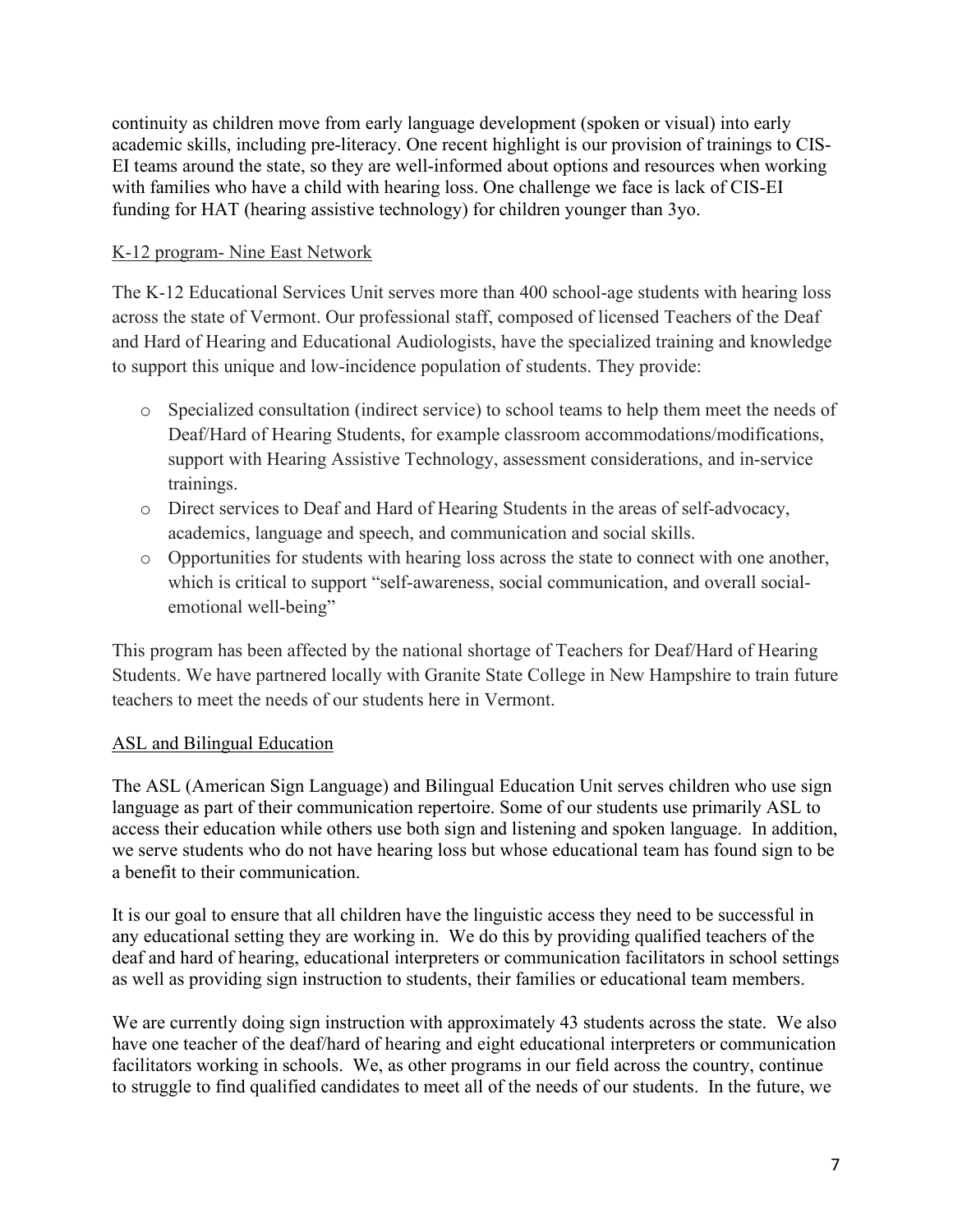continuity as children move from early language development (spoken or visual) into early academic skills, including pre-literacy. One recent highlight is our provision of trainings to CIS-EI teams around the state, so they are well-informed about options and resources when working with families who have a child with hearing loss. One challenge we face is lack of CIS-EI funding for HAT (hearing assistive technology) for children younger than 3yo.

<u>K-12 program- Nine East Network</u>

The K-12 Educational Services Unit serves more than 400 school-age students with hearing loss across the state of Vermont. Our professional staff, composed of licensed Teachers of the Deaf and Hard of Hearing and Educational Audiologists, have the specialized training and knowledge to support this unique and low-incidence population of students. They provide:

- Specialized consultation (indirect service) to school teams to help them meet the needs of Deaf/Hard of Hearing Students, for example classroom accommodations/modifications, support with Hearing Assistive Technology, assessment considerations, and in-service trainings.
- Direct services to Deaf and Hard of Hearing Students in the areas of self-advocacy, academics, language and speech, and communication and social skills.
- Opportunities for students with hearing loss across the state to connect with one another, which is critical to support "self-awareness, social communication, and overall social-emotional well-being"

This program has been affected by the national shortage of Teachers for Deaf/Hard of Hearing Students. We have partnered locally with Granite State College in New Hampshire to train future teachers to meet the needs of our students here in Vermont.

<u>ASL and Bilingual Education</u>

The ASL (American Sign Language) and Bilingual Education Unit serves children who use sign language as part of their communication repertoire. Some of our students use primarily ASL to access their education while others use both sign and listening and spoken language. In addition, we serve students who do not have hearing loss but whose educational team has found sign to be a benefit to their communication.

It is our goal to ensure that all children have the linguistic access they need to be successful in any educational setting they are working in. We do this by providing qualified teachers of the deaf and hard of hearing, educational interpreters or communication facilitators in school settings as well as providing sign instruction to students, their families or educational team members.

We are currently doing sign instruction with approximately 43 students across the state. We also have one teacher of the deaf/hard of hearing and eight educational interpreters or communication facilitators working in schools. We, as other programs in our field across the country, continue to struggle to find qualified candidates to meet all of the needs of our students. In the future, we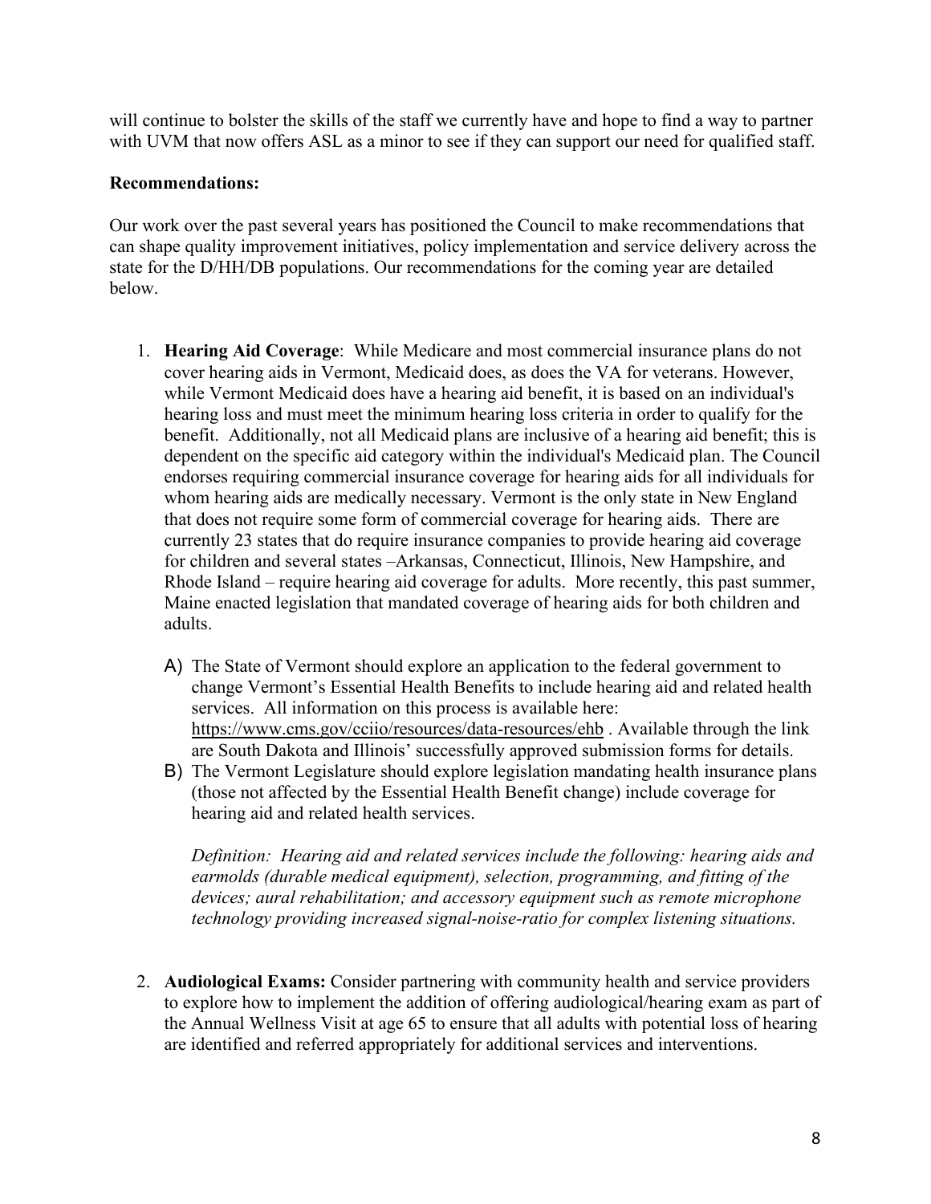will continue to bolster the skills of the staff we currently have and hope to find a way to partner with UVM that now offers ASL as a minor to see if they can support our need for qualified staff.

**Recommendations:**

Our work over the past several years has positioned the Council to make recommendations that can shape quality improvement initiatives, policy implementation and service delivery across the state for the D/HH/DB populations. Our recommendations for the coming year are detailed below.

1. **Hearing Aid Coverage**: While Medicare and most commercial insurance plans do not cover hearing aids in Vermont, Medicaid does, as does the VA for veterans. However, while Vermont Medicaid does have a hearing aid benefit, it is based on an individual's hearing loss and must meet the minimum hearing loss criteria in order to qualify for the benefit. Additionally, not all Medicaid plans are inclusive of a hearing aid benefit; this is dependent on the specific aid category within the individual's Medicaid plan. The Council endorses requiring commercial insurance coverage for hearing aids for all individuals for whom hearing aids are medically necessary. Vermont is the only state in New England that does not require some form of commercial coverage for hearing aids. There are currently 23 states that do require insurance companies to provide hearing aid coverage for children and several states –Arkansas, Connecticut, Illinois, New Hampshire, and Rhode Island – require hearing aid coverage for adults. More recently, this past summer, Maine enacted legislation that mandated coverage of hearing aids for both children and adults.

   A) The State of Vermont should explore an application to the federal government to change Vermont's Essential Health Benefits to include hearing aid and related health services. All information on this process is available here: https://www.cms.gov/cciio/resources/data-resources/ehb . Available through the link are South Dakota and Illinois' successfully approved submission forms for details.

   B) The Vermont Legislature should explore legislation mandating health insurance plans (those not affected by the Essential Health Benefit change) include coverage for hearing aid and related health services.

   *Definition: Hearing aid and related services include the following: hearing aids and earmolds (durable medical equipment), selection, programming, and fitting of the devices; aural rehabilitation; and accessory equipment such as remote microphone technology providing increased signal-noise-ratio for complex listening situations.*

2. **Audiological Exams:** Consider partnering with community health and service providers to explore how to implement the addition of offering audiological/hearing exam as part of the Annual Wellness Visit at age 65 to ensure that all adults with potential loss of hearing are identified and referred appropriately for additional services and interventions.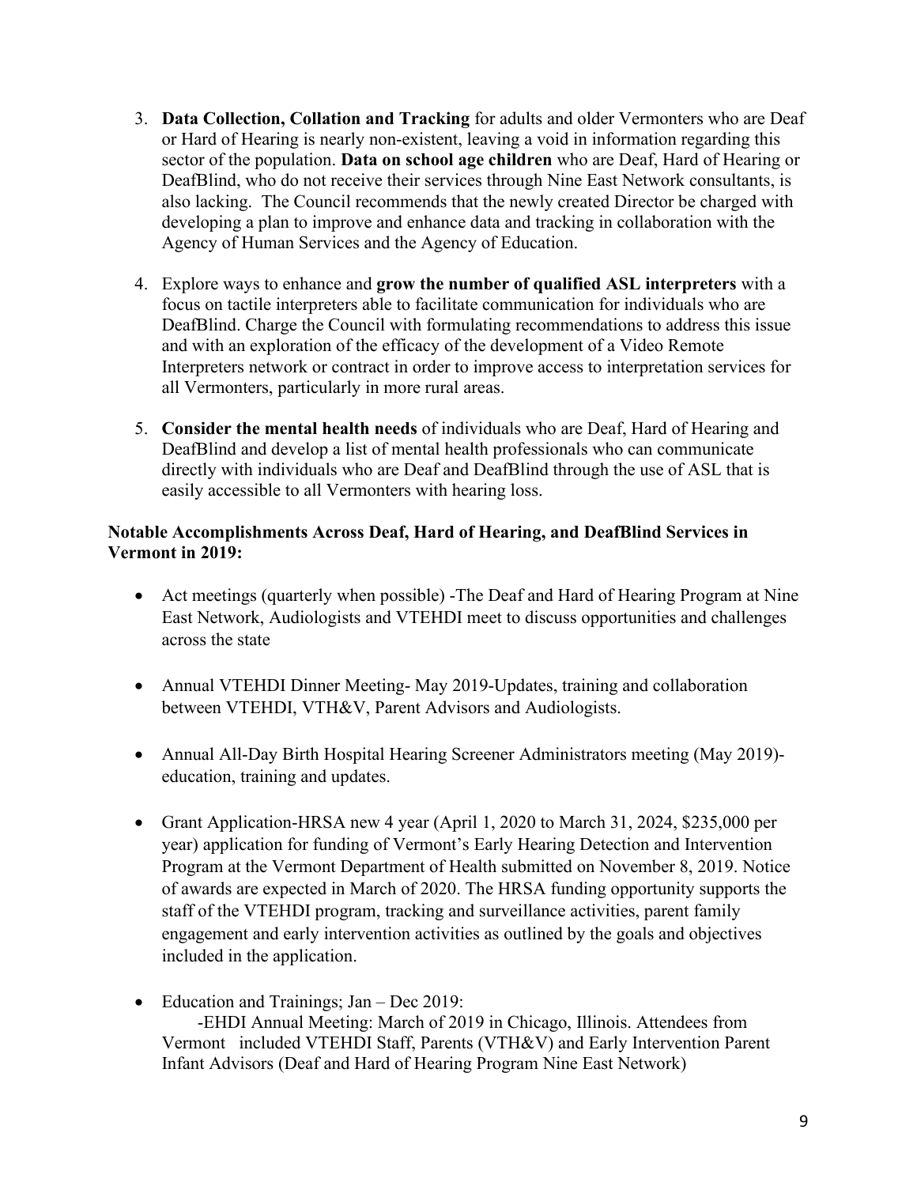3. **Data Collection, Collation and Tracking** for adults and older Vermonters who are Deaf or Hard of Hearing is nearly non-existent, leaving a void in information regarding this sector of the population. **Data on school age children** who are Deaf, Hard of Hearing or DeafBlind, who do not receive their services through Nine East Network consultants, is also lacking. The Council recommends that the newly created Director be charged with developing a plan to improve and enhance data and tracking in collaboration with the Agency of Human Services and the Agency of Education.

4. Explore ways to enhance and **grow the number of qualified ASL interpreters** with a focus on tactile interpreters able to facilitate communication for individuals who are DeafBlind. Charge the Council with formulating recommendations to address this issue and with an exploration of the efficacy of the development of a Video Remote Interpreters network or contract in order to improve access to interpretation services for all Vermonters, particularly in more rural areas.

5. **Consider the mental health needs** of individuals who are Deaf, Hard of Hearing and DeafBlind and develop a list of mental health professionals who can communicate directly with individuals who are Deaf and DeafBlind through the use of ASL that is easily accessible to all Vermonters with hearing loss.

**Notable Accomplishments Across Deaf, Hard of Hearing, and DeafBlind Services in Vermont in 2019:**

- Act meetings (quarterly when possible) -The Deaf and Hard of Hearing Program at Nine East Network, Audiologists and VTEHDI meet to discuss opportunities and challenges across the state

- Annual VTEHDI Dinner Meeting- May 2019-Updates, training and collaboration between VTEHDI, VTH&V, Parent Advisors and Audiologists.

- Annual All-Day Birth Hospital Hearing Screener Administrators meeting (May 2019)- education, training and updates.

- Grant Application-HRSA new 4 year (April 1, 2020 to March 31, 2024, $235,000 per year) application for funding of Vermont's Early Hearing Detection and Intervention Program at the Vermont Department of Health submitted on November 8, 2019. Notice of awards are expected in March of 2020. The HRSA funding opportunity supports the staff of the VTEHDI program, tracking and surveillance activities, parent family engagement and early intervention activities as outlined by the goals and objectives included in the application.

- Education and Trainings; Jan – Dec 2019:
  -EHDI Annual Meeting: March of 2019 in Chicago, Illinois. Attendees from Vermont included VTEHDI Staff, Parents (VTH&V) and Early Intervention Parent Infant Advisors (Deaf and Hard of Hearing Program Nine East Network)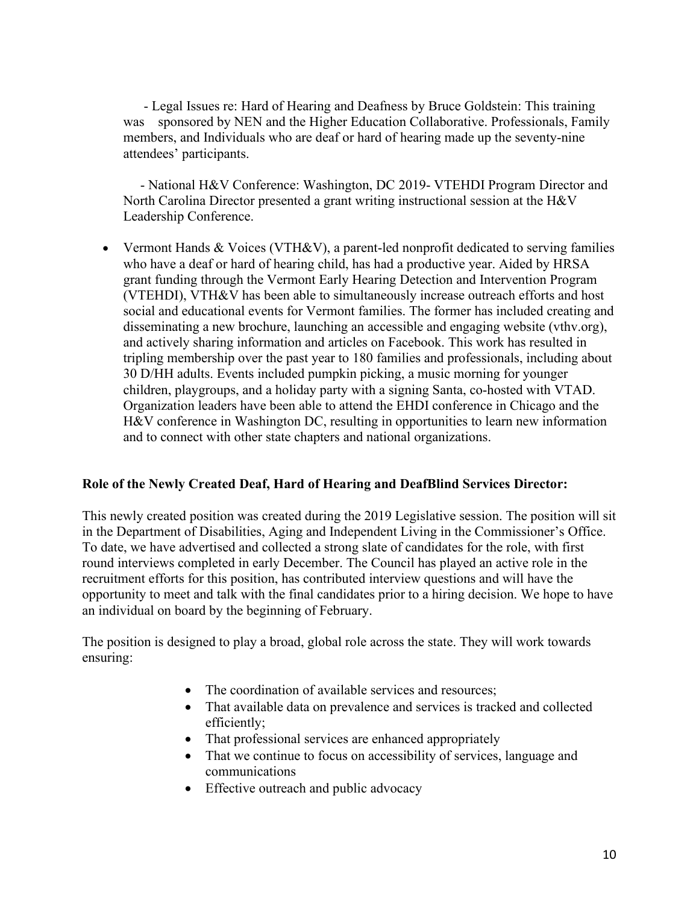- Legal Issues re: Hard of Hearing and Deafness by Bruce Goldstein: This training was sponsored by NEN and the Higher Education Collaborative. Professionals, Family members, and Individuals who are deaf or hard of hearing made up the seventy-nine attendees' participants.

- National H&V Conference: Washington, DC 2019- VTEHDI Program Director and North Carolina Director presented a grant writing instructional session at the H&V Leadership Conference.

- Vermont Hands & Voices (VTH&V), a parent-led nonprofit dedicated to serving families who have a deaf or hard of hearing child, has had a productive year. Aided by HRSA grant funding through the Vermont Early Hearing Detection and Intervention Program (VTEHDI), VTH&V has been able to simultaneously increase outreach efforts and host social and educational events for Vermont families. The former has included creating and disseminating a new brochure, launching an accessible and engaging website (vthv.org), and actively sharing information and articles on Facebook. This work has resulted in tripling membership over the past year to 180 families and professionals, including about 30 D/HH adults. Events included pumpkin picking, a music morning for younger children, playgroups, and a holiday party with a signing Santa, co-hosted with VTAD. Organization leaders have been able to attend the EHDI conference in Chicago and the H&V conference in Washington DC, resulting in opportunities to learn new information and to connect with other state chapters and national organizations.

**Role of the Newly Created Deaf, Hard of Hearing and DeafBlind Services Director:**

This newly created position was created during the 2019 Legislative session. The position will sit in the Department of Disabilities, Aging and Independent Living in the Commissioner's Office. To date, we have advertised and collected a strong slate of candidates for the role, with first round interviews completed in early December. The Council has played an active role in the recruitment efforts for this position, has contributed interview questions and will have the opportunity to meet and talk with the final candidates prior to a hiring decision. We hope to have an individual on board by the beginning of February.

The position is designed to play a broad, global role across the state. They will work towards ensuring:

- The coordination of available services and resources;
- That available data on prevalence and services is tracked and collected efficiently;
- That professional services are enhanced appropriately
- That we continue to focus on accessibility of services, language and communications
- Effective outreach and public advocacy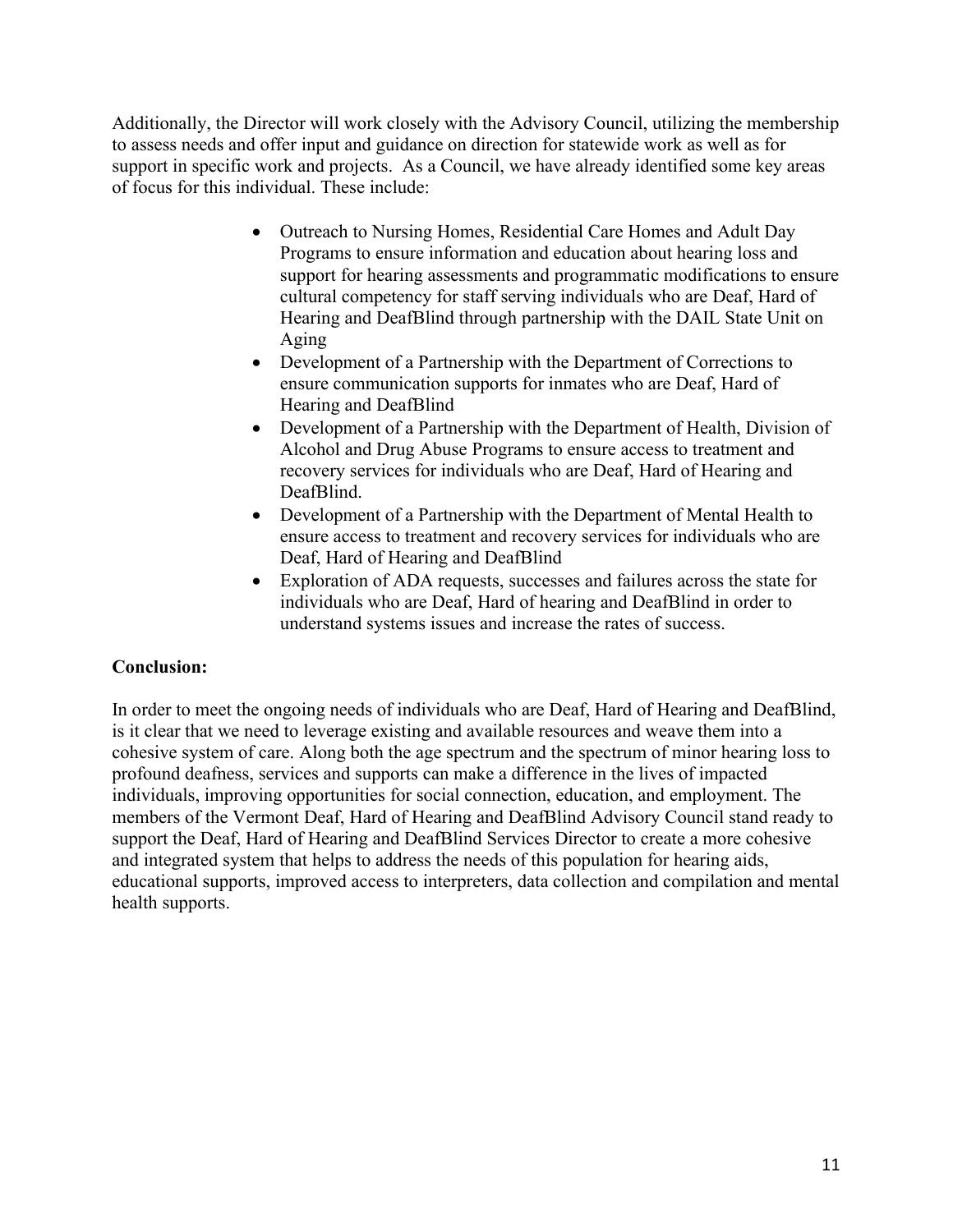Additionally, the Director will work closely with the Advisory Council, utilizing the membership to assess needs and offer input and guidance on direction for statewide work as well as for support in specific work and projects.  As a Council, we have already identified some key areas of focus for this individual. These include:

- Outreach to Nursing Homes, Residential Care Homes and Adult Day Programs to ensure information and education about hearing loss and support for hearing assessments and programmatic modifications to ensure cultural competency for staff serving individuals who are Deaf, Hard of Hearing and DeafBlind through partnership with the DAIL State Unit on Aging
- Development of a Partnership with the Department of Corrections to ensure communication supports for inmates who are Deaf, Hard of Hearing and DeafBlind
- Development of a Partnership with the Department of Health, Division of Alcohol and Drug Abuse Programs to ensure access to treatment and recovery services for individuals who are Deaf, Hard of Hearing and DeafBlind.
- Development of a Partnership with the Department of Mental Health to ensure access to treatment and recovery services for individuals who are Deaf, Hard of Hearing and DeafBlind
- Exploration of ADA requests, successes and failures across the state for individuals who are Deaf, Hard of hearing and DeafBlind in order to understand systems issues and increase the rates of success.

**Conclusion:**

In order to meet the ongoing needs of individuals who are Deaf, Hard of Hearing and DeafBlind, is it clear that we need to leverage existing and available resources and weave them into a cohesive system of care. Along both the age spectrum and the spectrum of minor hearing loss to profound deafness, services and supports can make a difference in the lives of impacted individuals, improving opportunities for social connection, education, and employment. The members of the Vermont Deaf, Hard of Hearing and DeafBlind Advisory Council stand ready to support the Deaf, Hard of Hearing and DeafBlind Services Director to create a more cohesive and integrated system that helps to address the needs of this population for hearing aids, educational supports, improved access to interpreters, data collection and compilation and mental health supports.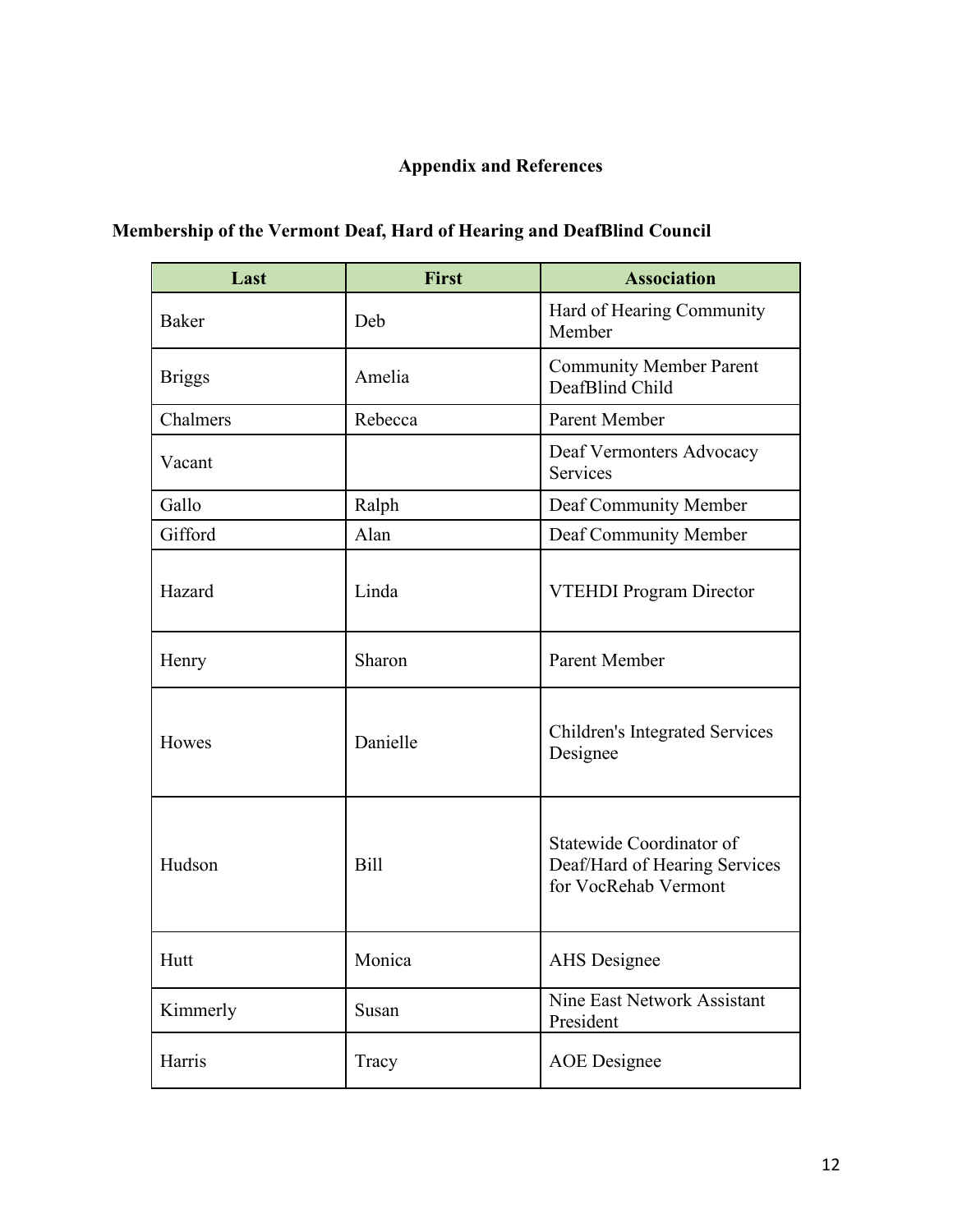## Appendix and References

### Membership of the Vermont Deaf, Hard of Hearing and DeafBlind Council

| Last | First | Association |
|---|---|---|
| Baker | Deb | Hard of Hearing Community Member |
| Briggs | Amelia | Community Member Parent DeafBlind Child |
| Chalmers | Rebecca | Parent Member |
| Vacant | | Deaf Vermonters Advocacy Services |
| Gallo | Ralph | Deaf Community Member |
| Gifford | Alan | Deaf Community Member |
| Hazard | Linda | VTEHDI Program Director |
| Henry | Sharon | Parent Member |
| Howes | Danielle | Children's Integrated Services Designee |
| Hudson | Bill | Statewide Coordinator of Deaf/Hard of Hearing Services for VocRehab Vermont |
| Hutt | Monica | AHS Designee |
| Kimmerly | Susan | Nine East Network Assistant President |
| Harris | Tracy | AOE Designee |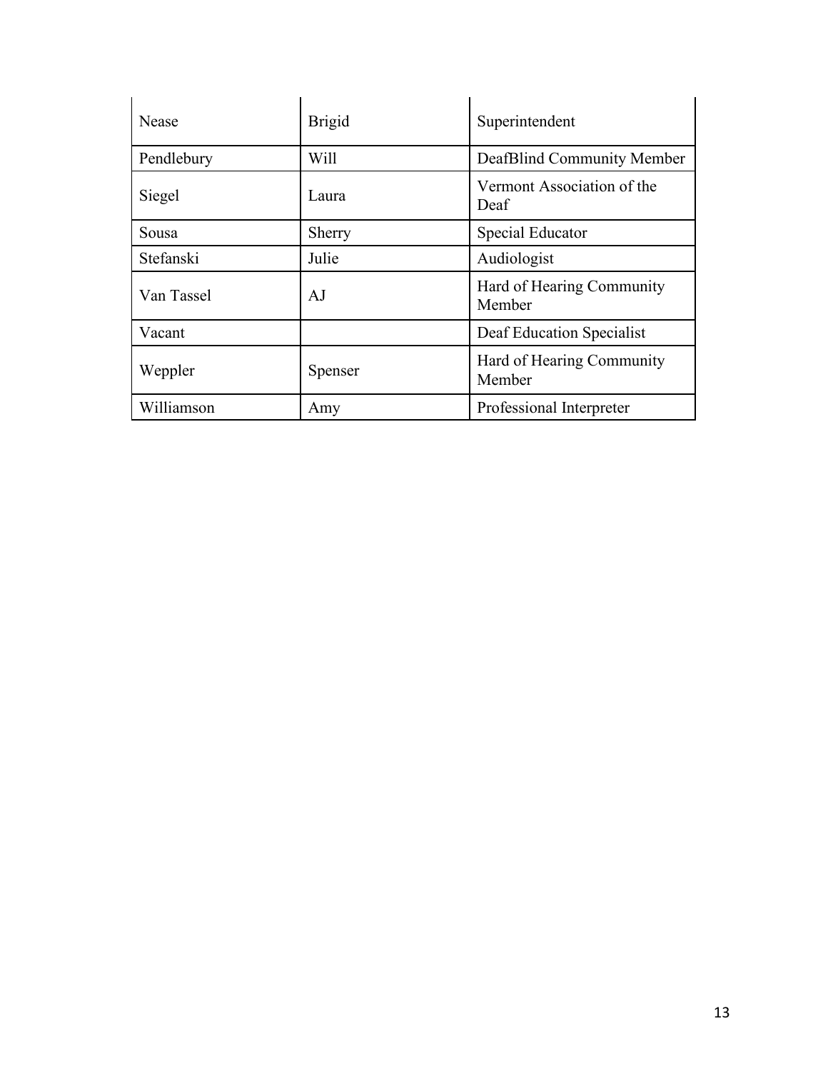| Nease | Brigid | Superintendent |
|---|---|---|
| Pendlebury | Will | DeafBlind Community Member |
| Siegel | Laura | Vermont Association of the Deaf |
| Sousa | Sherry | Special Educator |
| Stefanski | Julie | Audiologist |
| Van Tassel | AJ | Hard of Hearing Community Member |
| Vacant | | Deaf Education Specialist |
| Weppler | Spenser | Hard of Hearing Community Member |
| Williamson | Amy | Professional Interpreter |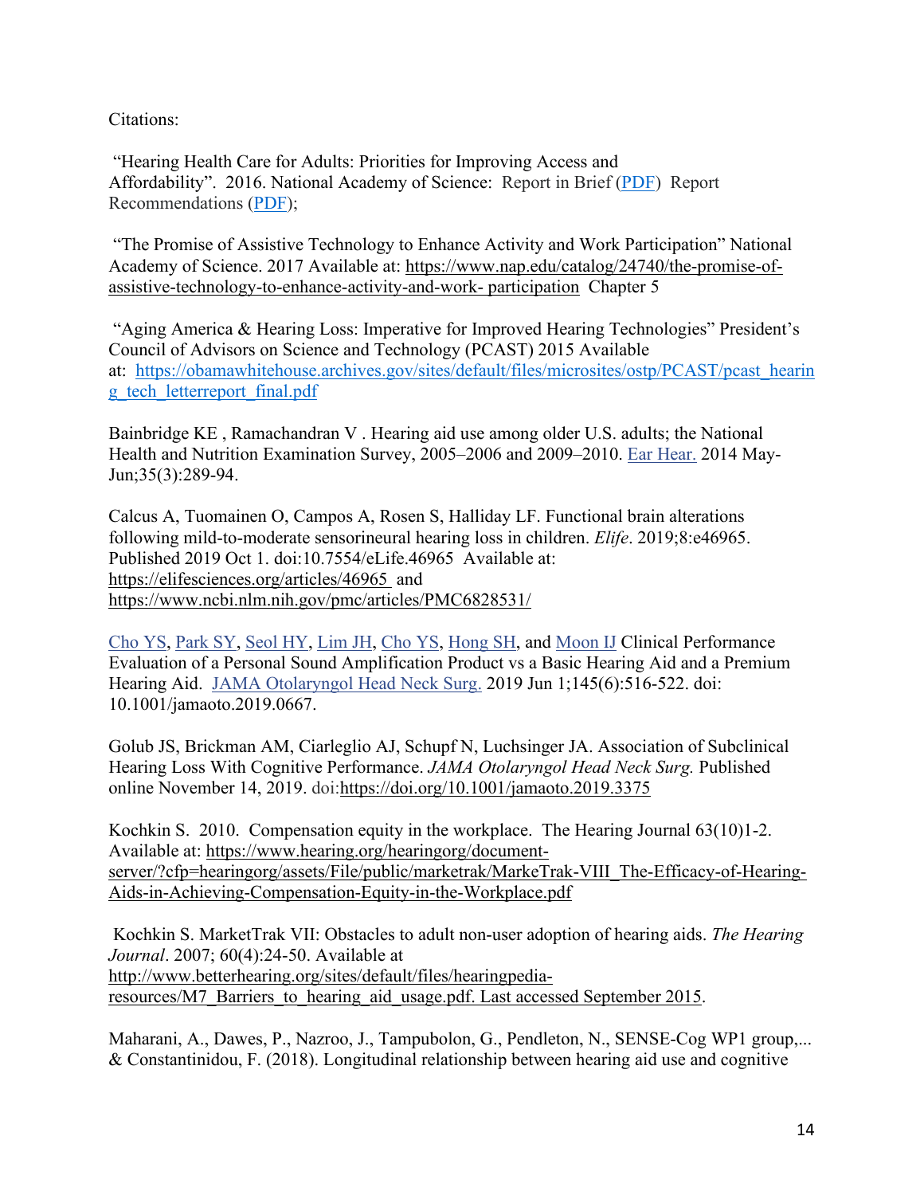Citations:

"Hearing Health Care for Adults: Priorities for Improving Access and Affordability". 2016. National Academy of Science: Report in Brief (PDF) Report Recommendations (PDF);

"The Promise of Assistive Technology to Enhance Activity and Work Participation" National Academy of Science. 2017 Available at: https://www.nap.edu/catalog/24740/the-promise-of-assistive-technology-to-enhance-activity-and-work- participation Chapter 5

"Aging America & Hearing Loss: Imperative for Improved Hearing Technologies" President's Council of Advisors on Science and Technology (PCAST) 2015 Available at: https://obamawhitehouse.archives.gov/sites/default/files/microsites/ostp/PCAST/pcast_hearing_tech_letterreport_final.pdf

Bainbridge KE , Ramachandran V . Hearing aid use among older U.S. adults; the National Health and Nutrition Examination Survey, 2005–2006 and 2009–2010. Ear Hear. 2014 May-Jun;35(3):289-94.

Calcus A, Tuomainen O, Campos A, Rosen S, Halliday LF. Functional brain alterations following mild-to-moderate sensorineural hearing loss in children. *Elife*. 2019;8:e46965. Published 2019 Oct 1. doi:10.7554/eLife.46965 Available at: https://elifesciences.org/articles/46965 and https://www.ncbi.nlm.nih.gov/pmc/articles/PMC6828531/

Cho YS, Park SY, Seol HY, Lim JH, Cho YS, Hong SH, and Moon IJ Clinical Performance Evaluation of a Personal Sound Amplification Product vs a Basic Hearing Aid and a Premium Hearing Aid. JAMA Otolaryngol Head Neck Surg. 2019 Jun 1;145(6):516-522. doi: 10.1001/jamaoto.2019.0667.

Golub JS, Brickman AM, Ciarleglio AJ, Schupf N, Luchsinger JA. Association of Subclinical Hearing Loss With Cognitive Performance. *JAMA Otolaryngol Head Neck Surg.* Published online November 14, 2019. doi:https://doi.org/10.1001/jamaoto.2019.3375

Kochkin S. 2010. Compensation equity in the workplace. The Hearing Journal 63(10)1-2. Available at: https://www.hearing.org/hearingorg/document-server/?cfp=hearingorg/assets/File/public/marketrak/MarkeTrak-VIII_The-Efficacy-of-Hearing-Aids-in-Achieving-Compensation-Equity-in-the-Workplace.pdf

Kochkin S. MarketTrak VII: Obstacles to adult non-user adoption of hearing aids. *The Hearing Journal*. 2007; 60(4):24-50. Available at http://www.betterhearing.org/sites/default/files/hearingpedia-resources/M7_Barriers_to_hearing_aid_usage.pdf. Last accessed September 2015.

Maharani, A., Dawes, P., Nazroo, J., Tampubolon, G., Pendleton, N., SENSE-Cog WP1 group,... & Constantinidou, F. (2018). Longitudinal relationship between hearing aid use and cognitive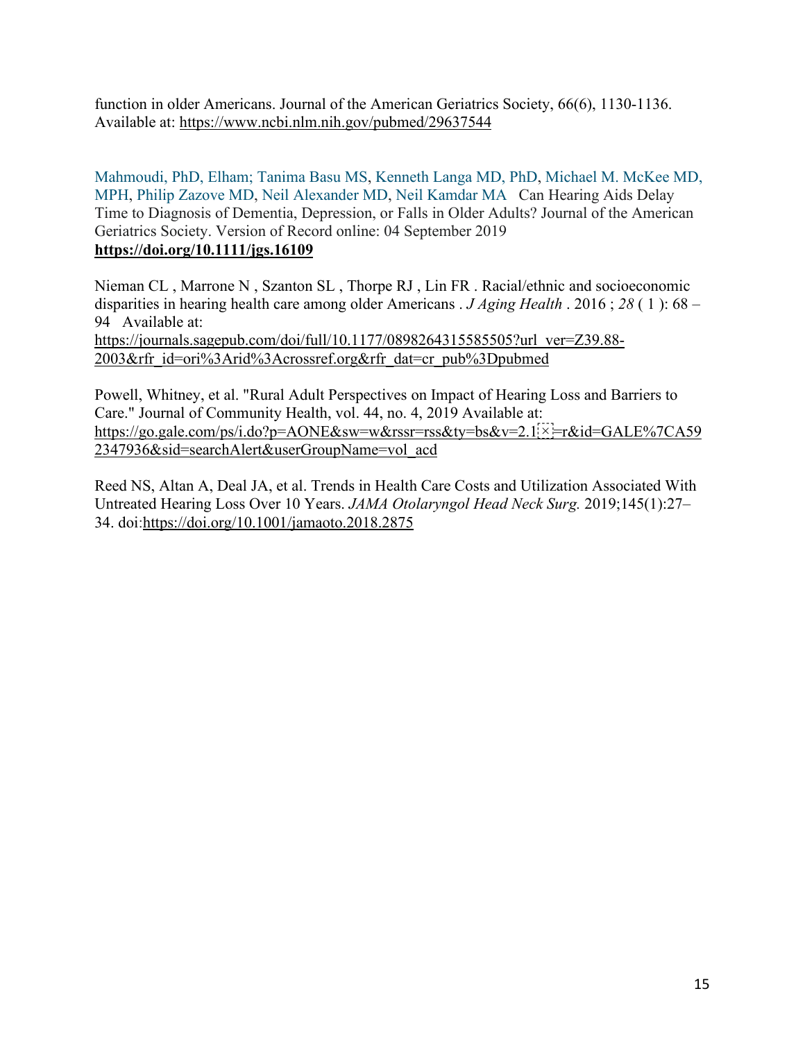function in older Americans. Journal of the American Geriatrics Society, 66(6), 1130-1136. Available at: https://www.ncbi.nlm.nih.gov/pubmed/29637544

Mahmoudi, PhD, Elham; Tanima Basu MS, Kenneth Langa MD, PhD, Michael M. McKee MD, MPH, Philip Zazove MD, Neil Alexander MD, Neil Kamdar MA  Can Hearing Aids Delay Time to Diagnosis of Dementia, Depression, or Falls in Older Adults? Journal of the American Geriatrics Society. Version of Record online: 04 September 2019 **https://doi.org/10.1111/jgs.16109**

Nieman CL , Marrone N , Szanton SL , Thorpe RJ , Lin FR . Racial/ethnic and socioeconomic disparities in hearing health care among older Americans . *J Aging Health* . 2016 ; *28* ( 1 ): 68 – 94  Available at: https://journals.sagepub.com/doi/full/10.1177/0898264315585505?url_ver=Z39.88-2003&rfr_id=ori%3Arid%3Acrossref.org&rfr_dat=cr_pub%3Dpubmed

Powell, Whitney, et al. "Rural Adult Perspectives on Impact of Hearing Loss and Barriers to Care." Journal of Community Health, vol. 44, no. 4, 2019 Available at: https://go.gale.com/ps/i.do?p=AONE&sw=w&rssr=rss&ty=bs&v=2.1&=r&id=GALE%7CA592347936&sid=searchAlert&userGroupName=vol_acd

Reed NS, Altan A, Deal JA, et al. Trends in Health Care Costs and Utilization Associated With Untreated Hearing Loss Over 10 Years. *JAMA Otolaryngol Head Neck Surg.* 2019;145(1):27–34. doi:https://doi.org/10.1001/jamaoto.2018.2875